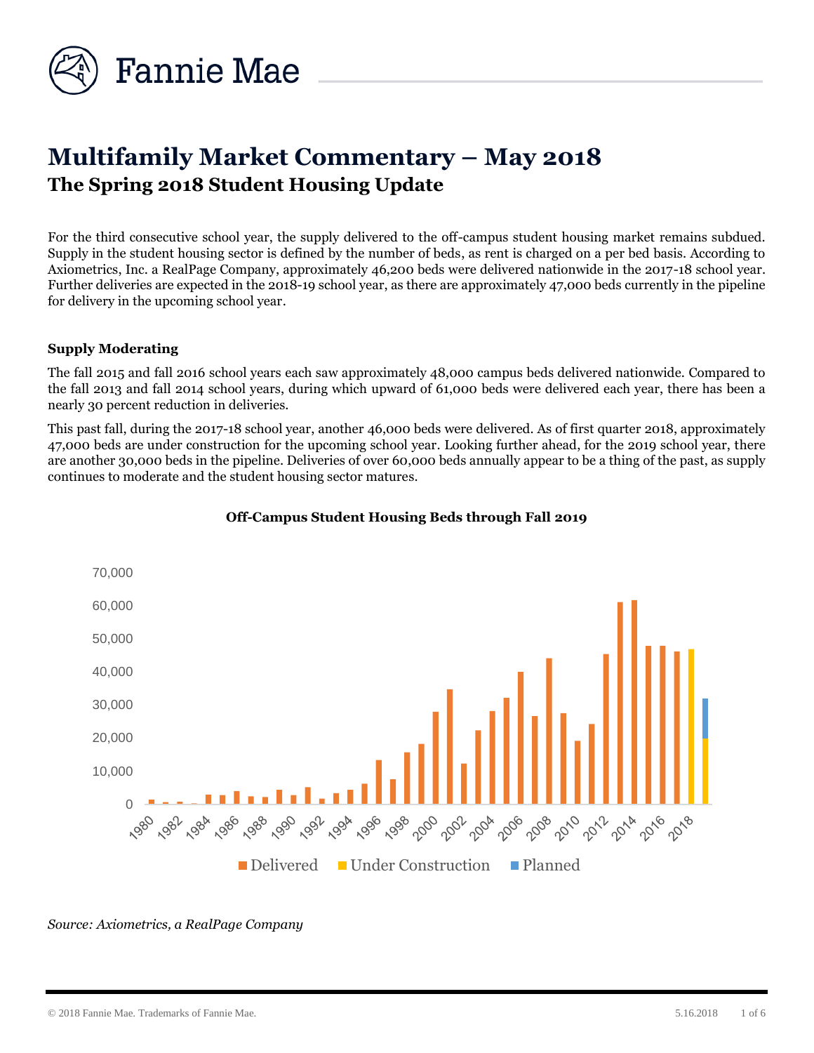# Multifamily Market Commentary – May 2018

## The Spring 2018 Student Housing Update

For the third consecutive school year, the supply delivered to the off-campus student housing market remains subdued. Supply in the student housing sector is defined by the number of beds, as rent is charged on a per bed basis. According to Axiometrics, Inc. a RealPage Company, approximately 46,200 beds were delivered nationwide in the 2017-18 school year. Further deliveries are expected in the 2018-19 school year, as there are approximately 47,000 beds currently in the pipeline for delivery in the upcoming school year.

### Supply Moderating

The fall 2015 and fall 2016 school years each saw approximately 48,000 campus beds delivered nationwide. Compared to the fall 2013 and fall 2014 school years, during which upward of 61,000 beds were delivered each year, there has been a nearly 30 percent reduction in deliveries.

This past fall, during the 2017-18 school year, another 46,000 beds were delivered. As of first quarter 2018, approximately 47,000 beds are under construction for the upcoming school year. Looking further ahead, for the 2019 school year, there are another 30,000 beds in the pipeline. Deliveries of over 60,000 beds annually appear to be a thing of the past, as supply continues to moderate and the student housing sector matures.

**Off-Campus Student Housing Beds through Fall 2019**

*Source: Axiometrics, a RealPage Company*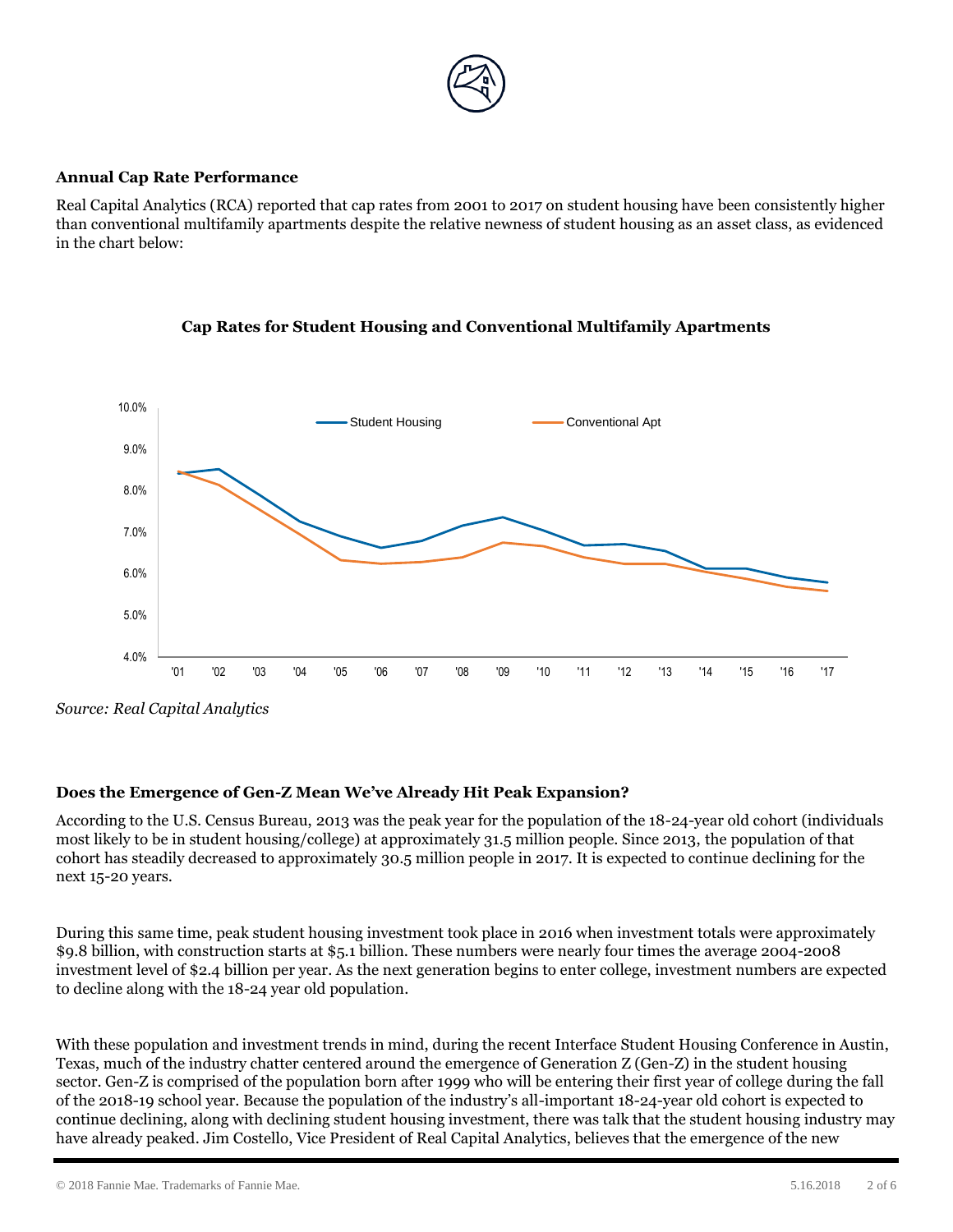**Annual Cap Rate Performance**

Real Capital Analytics (RCA) reported that cap rates from 2001 to 2017 on student housing have been consistently higher than conventional multifamily apartments despite the relative newness of student housing as an asset class, as evidenced in the chart below:

**Cap Rates for Student Housing and Conventional Multifamily Apartments**

*Source: Real Capital Analytics*

**Does the Emergence of Gen-Z Mean We've Already Hit Peak Expansion?**

According to the U.S. Census Bureau, 2013 was the peak year for the population of the 18-24-year old cohort (individuals most likely to be in student housing/college) at approximately 31.5 million people. Since 2013, the population of that cohort has steadily decreased to approximately 30.5 million people in 2017. It is expected to continue declining for the next 15-20 years.

During this same time, peak student housing investment took place in 2016 when investment totals were approximately $9.8 billion, with construction starts at $5.1 billion. These numbers were nearly four times the average 2004-2008 investment level of $2.4 billion per year. As the next generation begins to enter college, investment numbers are expected to decline along with the 18-24 year old population.

With these population and investment trends in mind, during the recent Interface Student Housing Conference in Austin, Texas, much of the industry chatter centered around the emergence of Generation Z (Gen-Z) in the student housing sector. Gen-Z is comprised of the population born after 1999 who will be entering their first year of college during the fall of the 2018-19 school year. Because the population of the industry's all-important 18-24-year old cohort is expected to continue declining, along with declining student housing investment, there was talk that the student housing industry may have already peaked. Jim Costello, Vice President of Real Capital Analytics, believes that the emergence of the new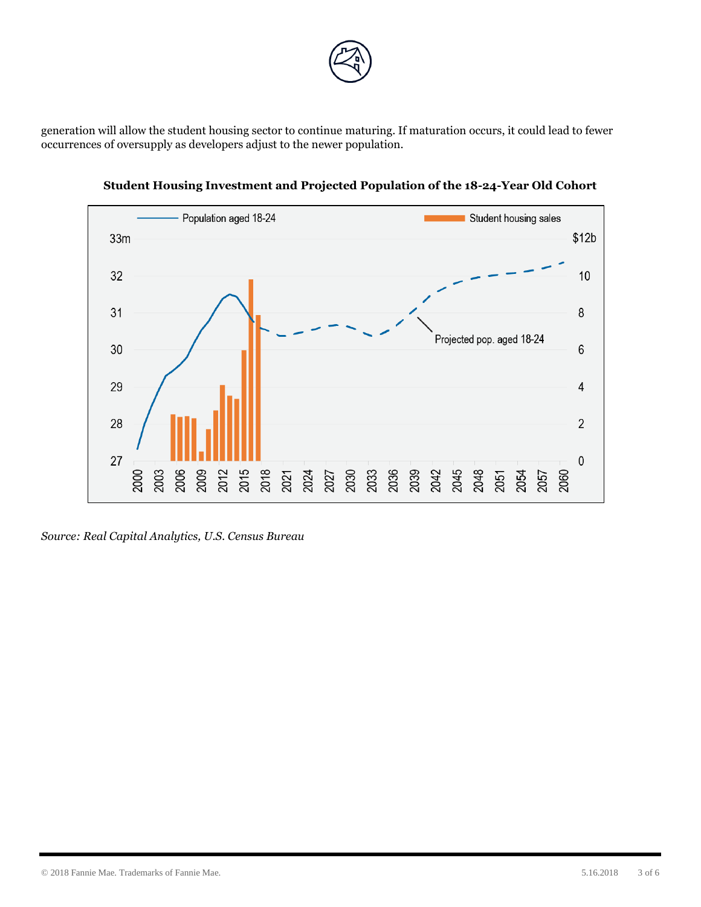generation will allow the student housing sector to continue maturing. If maturation occurs, it could lead to fewer occurrences of oversupply as developers adjust to the newer population.

**Student Housing Investment and Projected Population of the 18-24-Year Old Cohort**

*Source: Real Capital Analytics, U.S. Census Bureau*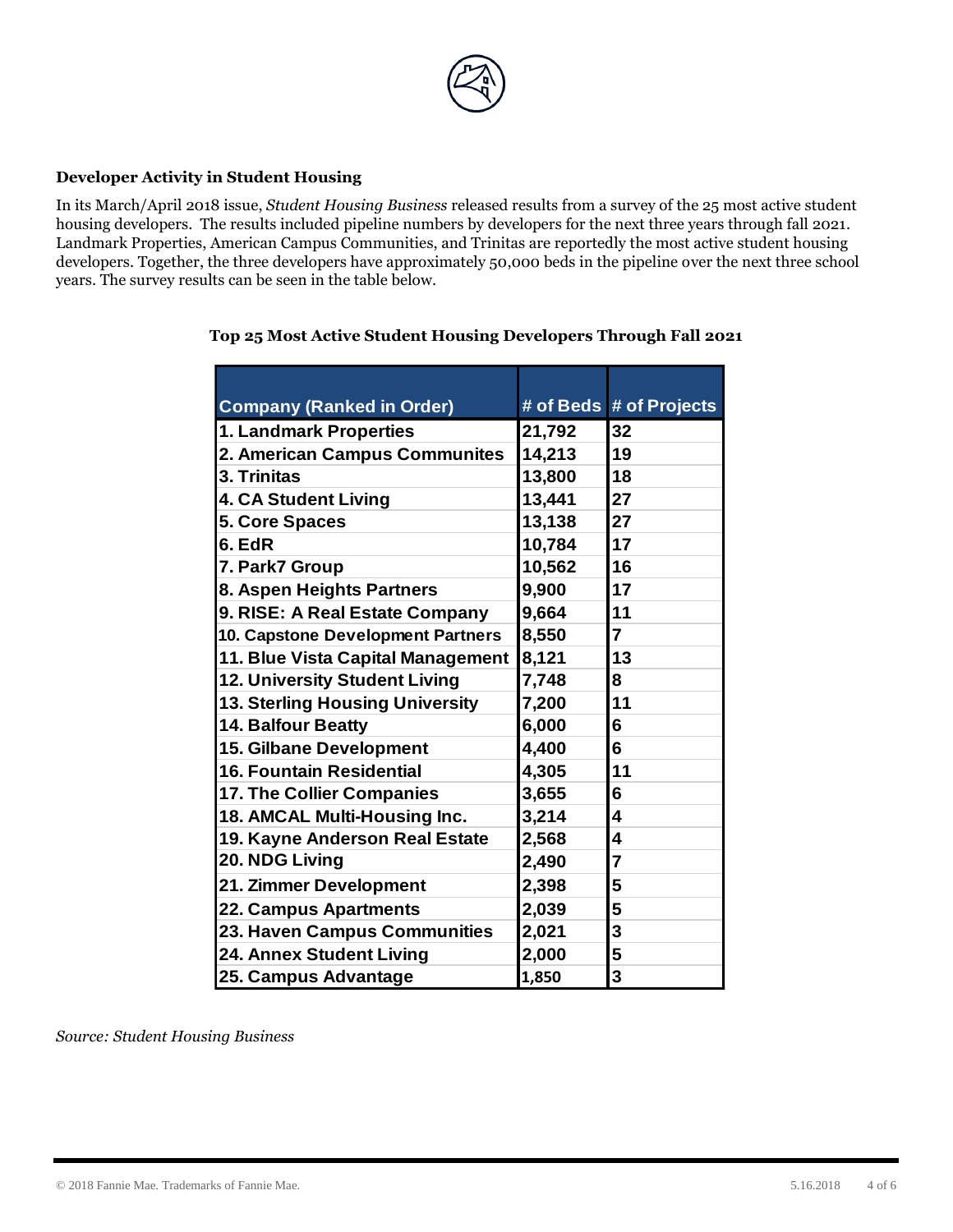### Developer Activity in Student Housing

In its March/April 2018 issue, *Student Housing Business* released results from a survey of the 25 most active student housing developers. The results included pipeline numbers by developers for the next three years through fall 2021. Landmark Properties, American Campus Communities, and Trinitas are reportedly the most active student housing developers. Together, the three developers have approximately 50,000 beds in the pipeline over the next three school years. The survey results can be seen in the table below.

**Top 25 Most Active Student Housing Developers Through Fall 2021**

| Company (Ranked in Order) | # of Beds | # of Projects |
|---|---|---|
| 1. Landmark Properties | 21,792 | 32 |
| 2. American Campus Communites | 14,213 | 19 |
| 3. Trinitas | 13,800 | 18 |
| 4. CA Student Living | 13,441 | 27 |
| 5. Core Spaces | 13,138 | 27 |
| 6. EdR | 10,784 | 17 |
| 7. Park7 Group | 10,562 | 16 |
| 8. Aspen Heights Partners | 9,900 | 17 |
| 9. RISE: A Real Estate Company | 9,664 | 11 |
| 10. Capstone Development Partners | 8,550 | 7 |
| 11. Blue Vista Capital Management | 8,121 | 13 |
| 12. University Student Living | 7,748 | 8 |
| 13. Sterling Housing University | 7,200 | 11 |
| 14. Balfour Beatty | 6,000 | 6 |
| 15. Gilbane Development | 4,400 | 6 |
| 16. Fountain Residential | 4,305 | 11 |
| 17. The Collier Companies | 3,655 | 6 |
| 18. AMCAL Multi-Housing Inc. | 3,214 | 4 |
| 19. Kayne Anderson Real Estate | 2,568 | 4 |
| 20. NDG Living | 2,490 | 7 |
| 21. Zimmer Development | 2,398 | 5 |
| 22. Campus Apartments | 2,039 | 5 |
| 23. Haven Campus Communities | 2,021 | 3 |
| 24. Annex Student Living | 2,000 | 5 |
| 25. Campus Advantage | 1,850 | 3 |

*Source: Student Housing Business*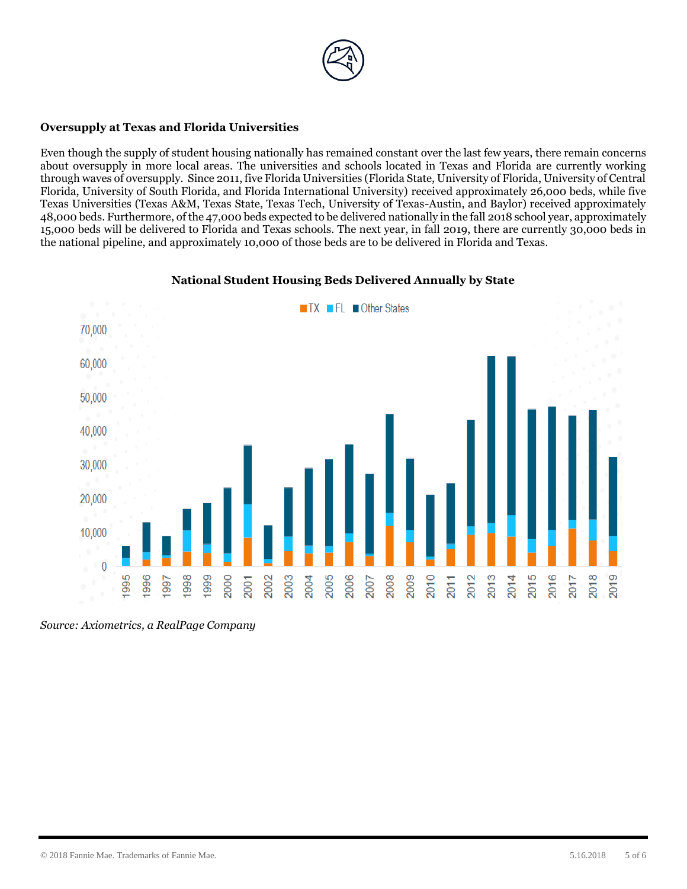## Oversupply at Texas and Florida Universities

Even though the supply of student housing nationally has remained constant over the last few years, there remain concerns about oversupply in more local areas. The universities and schools located in Texas and Florida are currently working through waves of oversupply. Since 2011, five Florida Universities (Florida State, University of Florida, University of Central Florida, University of South Florida, and Florida International University) received approximately 26,000 beds, while five Texas Universities (Texas A&M, Texas State, Texas Tech, University of Texas-Austin, and Baylor) received approximately 48,000 beds. Furthermore, of the 47,000 beds expected to be delivered nationally in the fall 2018 school year, approximately 15,000 beds will be delivered to Florida and Texas schools. The next year, in fall 2019, there are currently 30,000 beds in the national pipeline, and approximately 10,000 of those beds are to be delivered in Florida and Texas.

**National Student Housing Beds Delivered Annually by State**

*Source: Axiometrics, a RealPage Company*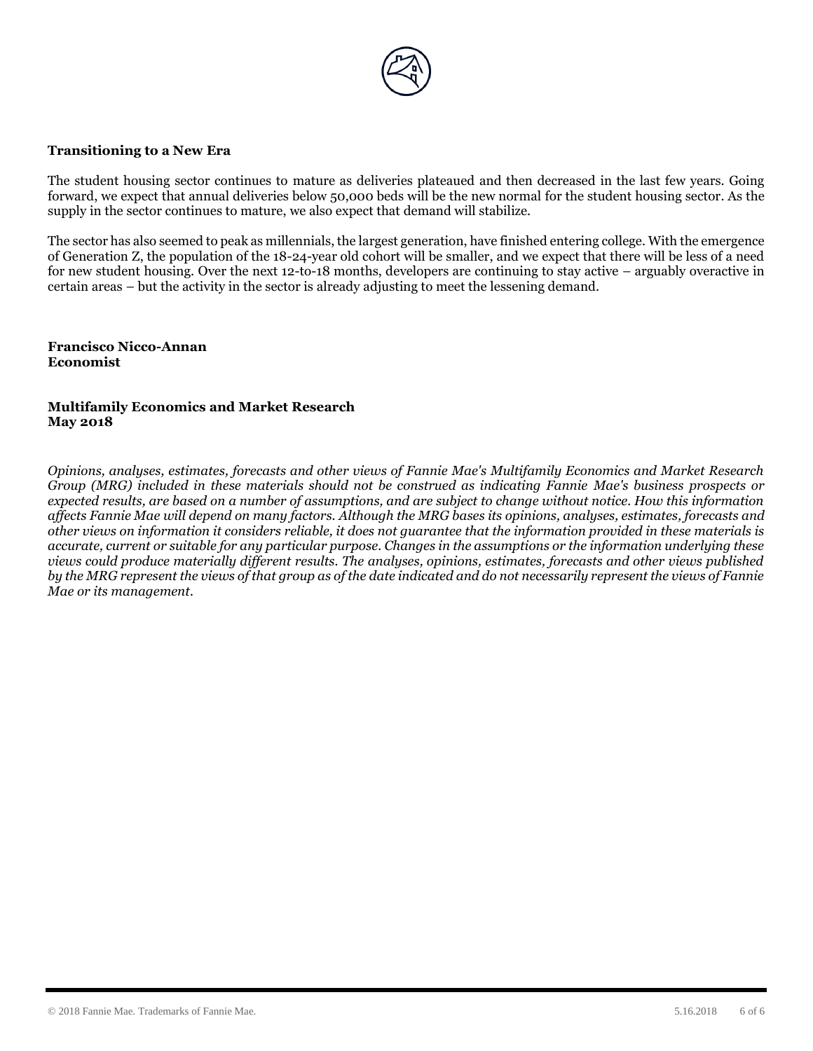**Transitioning to a New Era**

The student housing sector continues to mature as deliveries plateaued and then decreased in the last few years. Going forward, we expect that annual deliveries below 50,000 beds will be the new normal for the student housing sector. As the supply in the sector continues to mature, we also expect that demand will stabilize.

The sector has also seemed to peak as millennials, the largest generation, have finished entering college. With the emergence of Generation Z, the population of the 18-24-year old cohort will be smaller, and we expect that there will be less of a need for new student housing. Over the next 12-to-18 months, developers are continuing to stay active – arguably overactive in certain areas – but the activity in the sector is already adjusting to meet the lessening demand.

**Francisco Nicco-Annan**
**Economist**

**Multifamily Economics and Market Research**
**May 2018**

*Opinions, analyses, estimates, forecasts and other views of Fannie Mae's Multifamily Economics and Market Research Group (MRG) included in these materials should not be construed as indicating Fannie Mae's business prospects or expected results, are based on a number of assumptions, and are subject to change without notice. How this information affects Fannie Mae will depend on many factors. Although the MRG bases its opinions, analyses, estimates, forecasts and other views on information it considers reliable, it does not guarantee that the information provided in these materials is accurate, current or suitable for any particular purpose. Changes in the assumptions or the information underlying these views could produce materially different results. The analyses, opinions, estimates, forecasts and other views published by the MRG represent the views of that group as of the date indicated and do not necessarily represent the views of Fannie Mae or its management.*